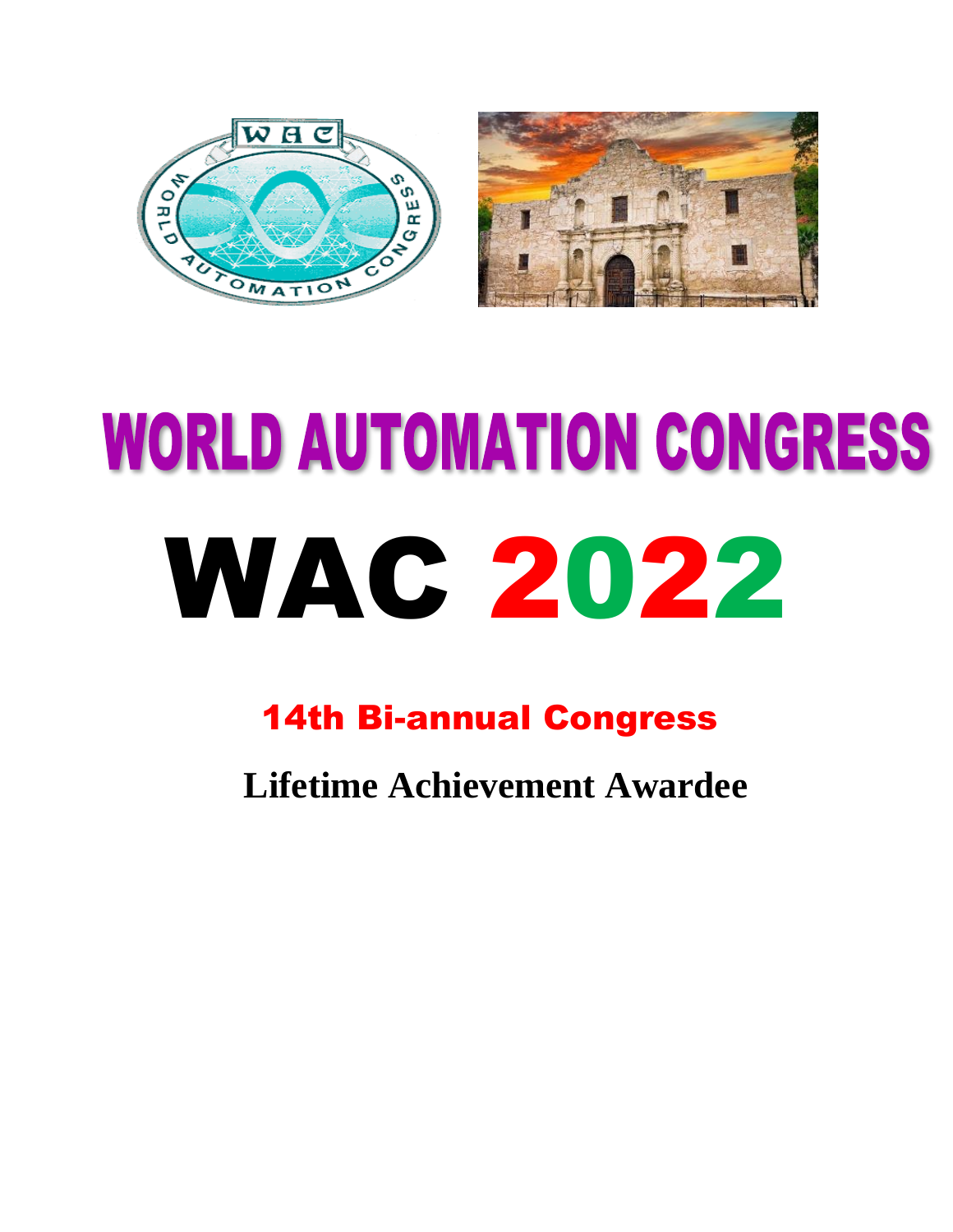# WORLD AUTOMATION CONGRESS

# WAC 2022

## 14th Bi-annual Congress

**Lifetime Achievement Awardee**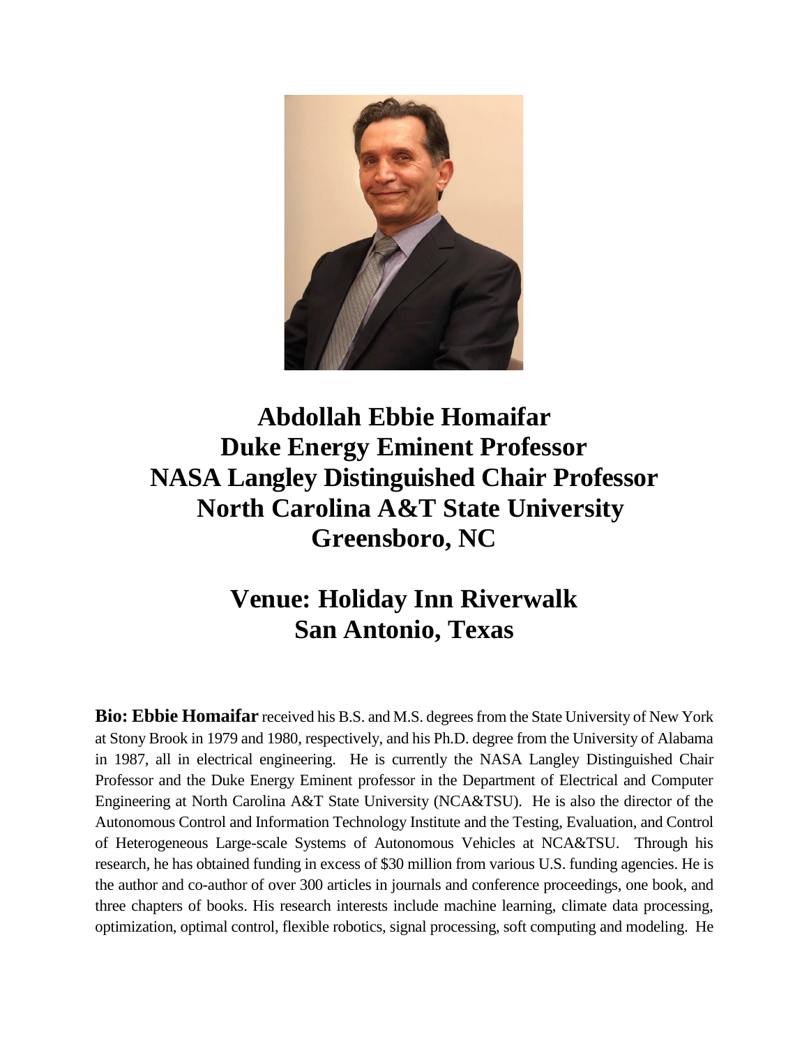**Abdollah Ebbie Homaifar**
**Duke Energy Eminent Professor**
**NASA Langley Distinguished Chair Professor**
**North Carolina A&T State University**
**Greensboro, NC**

## Venue: Holiday Inn Riverwalk
## San Antonio, Texas

**Bio: Ebbie Homaifar** received his B.S. and M.S. degrees from the State University of New York at Stony Brook in 1979 and 1980, respectively, and his Ph.D. degree from the University of Alabama in 1987, all in electrical engineering. He is currently the NASA Langley Distinguished Chair Professor and the Duke Energy Eminent professor in the Department of Electrical and Computer Engineering at North Carolina A&T State University (NCA&TSU). He is also the director of the Autonomous Control and Information Technology Institute and the Testing, Evaluation, and Control of Heterogeneous Large-scale Systems of Autonomous Vehicles at NCA&TSU. Through his research, he has obtained funding in excess of $30 million from various U.S. funding agencies. He is the author and co-author of over 300 articles in journals and conference proceedings, one book, and three chapters of books. His research interests include machine learning, climate data processing, optimization, optimal control, flexible robotics, signal processing, soft computing and modeling. He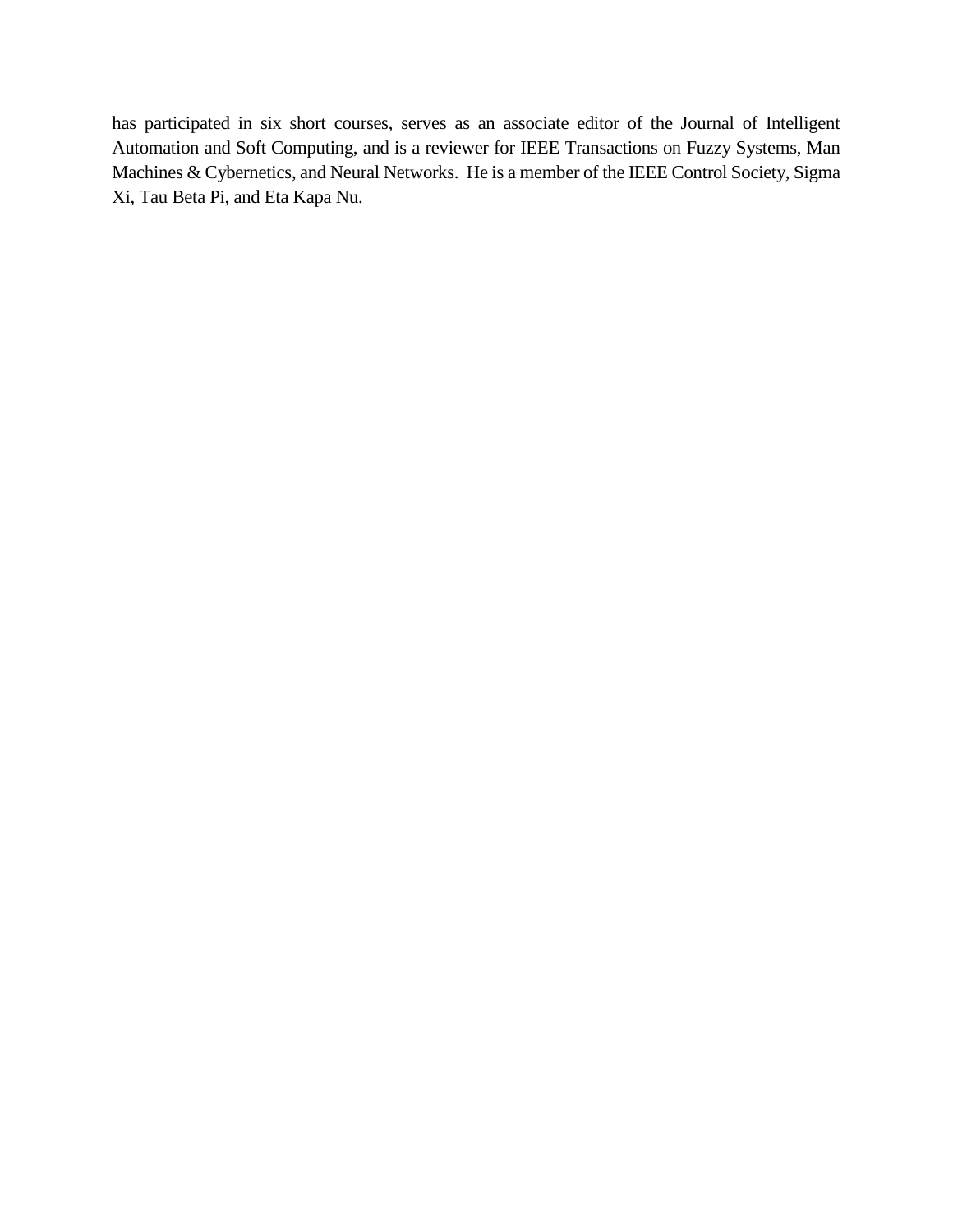has participated in six short courses, serves as an associate editor of the Journal of Intelligent Automation and Soft Computing, and is a reviewer for IEEE Transactions on Fuzzy Systems, Man Machines & Cybernetics, and Neural Networks. He is a member of the IEEE Control Society, Sigma Xi, Tau Beta Pi, and Eta Kapa Nu.